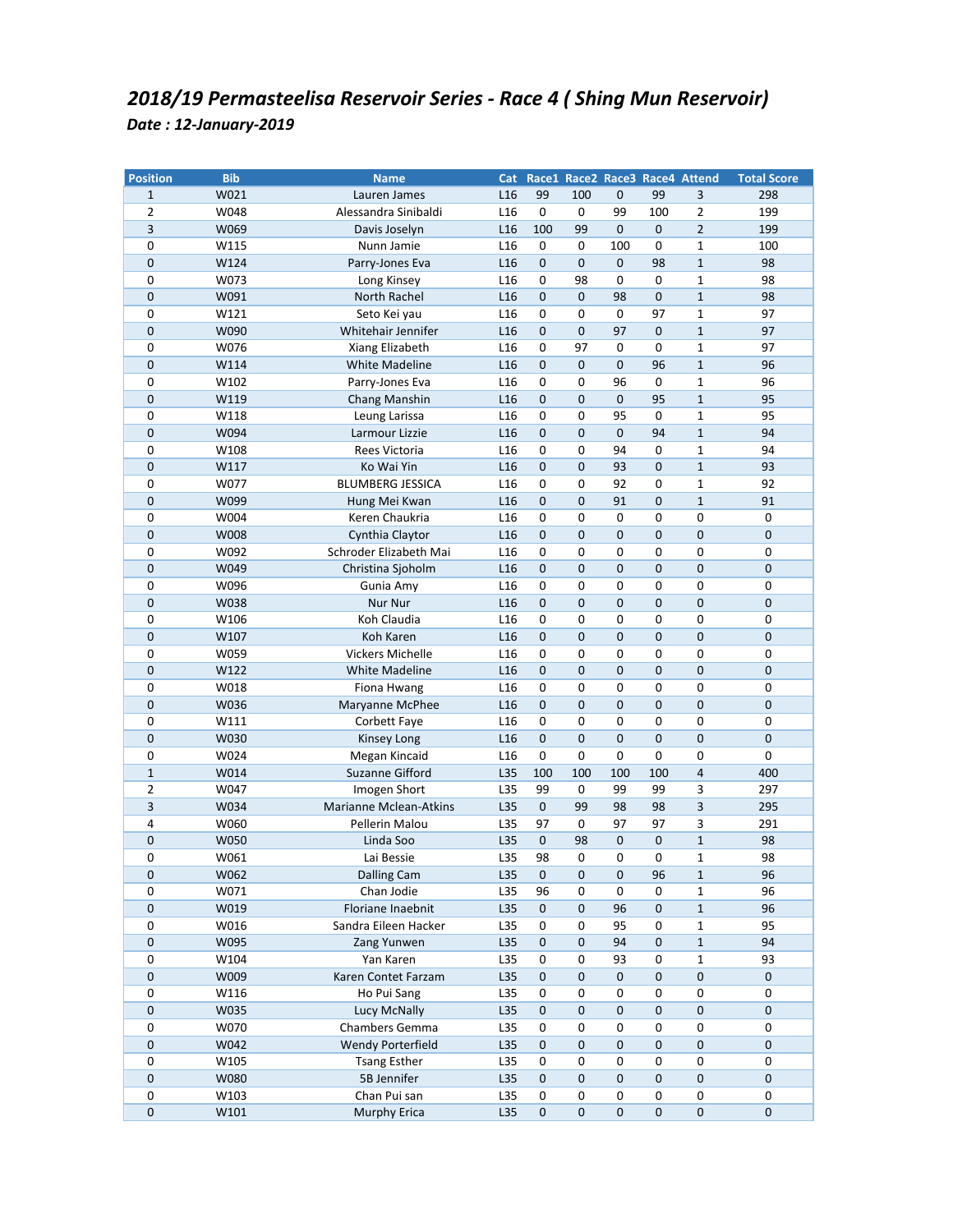# *2018/19 Permasteelisa Reservoir Series - Race 4 ( Shing Mun Reservoir)*

***Date : 12-January-2019***

| Position | Bib | Name | Cat | Race1 | Race2 | Race3 | Race4 | Attend | Total Score |
|---|---|---|---|---|---|---|---|---|---|
| 1 | W021 | Lauren James | L16 | 99 | 100 | 0 | 99 | 3 | 298 |
| 2 | W048 | Alessandra Sinibaldi | L16 | 0 | 0 | 99 | 100 | 2 | 199 |
| 3 | W069 | Davis Joselyn | L16 | 100 | 99 | 0 | 0 | 2 | 199 |
| 0 | W115 | Nunn Jamie | L16 | 0 | 0 | 100 | 0 | 1 | 100 |
| 0 | W124 | Parry-Jones Eva | L16 | 0 | 0 | 0 | 98 | 1 | 98 |
| 0 | W073 | Long Kinsey | L16 | 0 | 98 | 0 | 0 | 1 | 98 |
| 0 | W091 | North Rachel | L16 | 0 | 0 | 98 | 0 | 1 | 98 |
| 0 | W121 | Seto Kei yau | L16 | 0 | 0 | 0 | 97 | 1 | 97 |
| 0 | W090 | Whitehair Jennifer | L16 | 0 | 0 | 97 | 0 | 1 | 97 |
| 0 | W076 | Xiang Elizabeth | L16 | 0 | 97 | 0 | 0 | 1 | 97 |
| 0 | W114 | White Madeline | L16 | 0 | 0 | 0 | 96 | 1 | 96 |
| 0 | W102 | Parry-Jones Eva | L16 | 0 | 0 | 96 | 0 | 1 | 96 |
| 0 | W119 | Chang Manshin | L16 | 0 | 0 | 0 | 95 | 1 | 95 |
| 0 | W118 | Leung Larissa | L16 | 0 | 0 | 95 | 0 | 1 | 95 |
| 0 | W094 | Larmour Lizzie | L16 | 0 | 0 | 0 | 94 | 1 | 94 |
| 0 | W108 | Rees Victoria | L16 | 0 | 0 | 94 | 0 | 1 | 94 |
| 0 | W117 | Ko Wai Yin | L16 | 0 | 0 | 93 | 0 | 1 | 93 |
| 0 | W077 | BLUMBERG JESSICA | L16 | 0 | 0 | 92 | 0 | 1 | 92 |
| 0 | W099 | Hung Mei Kwan | L16 | 0 | 0 | 91 | 0 | 1 | 91 |
| 0 | W004 | Keren Chaukria | L16 | 0 | 0 | 0 | 0 | 0 | 0 |
| 0 | W008 | Cynthia Claytor | L16 | 0 | 0 | 0 | 0 | 0 | 0 |
| 0 | W092 | Schroder Elizabeth Mai | L16 | 0 | 0 | 0 | 0 | 0 | 0 |
| 0 | W049 | Christina Sjoholm | L16 | 0 | 0 | 0 | 0 | 0 | 0 |
| 0 | W096 | Gunia Amy | L16 | 0 | 0 | 0 | 0 | 0 | 0 |
| 0 | W038 | Nur Nur | L16 | 0 | 0 | 0 | 0 | 0 | 0 |
| 0 | W106 | Koh Claudia | L16 | 0 | 0 | 0 | 0 | 0 | 0 |
| 0 | W107 | Koh Karen | L16 | 0 | 0 | 0 | 0 | 0 | 0 |
| 0 | W059 | Vickers Michelle | L16 | 0 | 0 | 0 | 0 | 0 | 0 |
| 0 | W122 | White Madeline | L16 | 0 | 0 | 0 | 0 | 0 | 0 |
| 0 | W018 | Fiona Hwang | L16 | 0 | 0 | 0 | 0 | 0 | 0 |
| 0 | W036 | Maryanne McPhee | L16 | 0 | 0 | 0 | 0 | 0 | 0 |
| 0 | W111 | Corbett Faye | L16 | 0 | 0 | 0 | 0 | 0 | 0 |
| 0 | W030 | Kinsey Long | L16 | 0 | 0 | 0 | 0 | 0 | 0 |
| 0 | W024 | Megan Kincaid | L16 | 0 | 0 | 0 | 0 | 0 | 0 |
| 1 | W014 | Suzanne Gifford | L35 | 100 | 100 | 100 | 100 | 4 | 400 |
| 2 | W047 | Imogen Short | L35 | 99 | 0 | 99 | 99 | 3 | 297 |
| 3 | W034 | Marianne Mclean-Atkins | L35 | 0 | 99 | 98 | 98 | 3 | 295 |
| 4 | W060 | Pellerin Malou | L35 | 97 | 0 | 97 | 97 | 3 | 291 |
| 0 | W050 | Linda Soo | L35 | 0 | 98 | 0 | 0 | 1 | 98 |
| 0 | W061 | Lai Bessie | L35 | 98 | 0 | 0 | 0 | 1 | 98 |
| 0 | W062 | Dalling Cam | L35 | 0 | 0 | 0 | 96 | 1 | 96 |
| 0 | W071 | Chan Jodie | L35 | 96 | 0 | 0 | 0 | 1 | 96 |
| 0 | W019 | Floriane Inaebnit | L35 | 0 | 0 | 96 | 0 | 1 | 96 |
| 0 | W016 | Sandra Eileen Hacker | L35 | 0 | 0 | 95 | 0 | 1 | 95 |
| 0 | W095 | Zang Yunwen | L35 | 0 | 0 | 94 | 0 | 1 | 94 |
| 0 | W104 | Yan Karen | L35 | 0 | 0 | 93 | 0 | 1 | 93 |
| 0 | W009 | Karen Contet Farzam | L35 | 0 | 0 | 0 | 0 | 0 | 0 |
| 0 | W116 | Ho Pui Sang | L35 | 0 | 0 | 0 | 0 | 0 | 0 |
| 0 | W035 | Lucy McNally | L35 | 0 | 0 | 0 | 0 | 0 | 0 |
| 0 | W070 | Chambers Gemma | L35 | 0 | 0 | 0 | 0 | 0 | 0 |
| 0 | W042 | Wendy Porterfield | L35 | 0 | 0 | 0 | 0 | 0 | 0 |
| 0 | W105 | Tsang Esther | L35 | 0 | 0 | 0 | 0 | 0 | 0 |
| 0 | W080 | 5B Jennifer | L35 | 0 | 0 | 0 | 0 | 0 | 0 |
| 0 | W103 | Chan Pui san | L35 | 0 | 0 | 0 | 0 | 0 | 0 |
| 0 | W101 | Murphy Erica | L35 | 0 | 0 | 0 | 0 | 0 | 0 |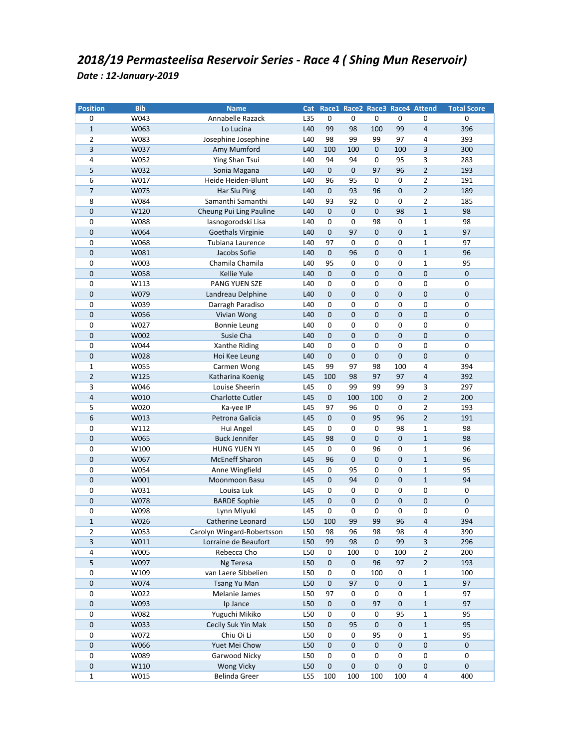# *2018/19 Permasteelisa Reservoir Series - Race 4 ( Shing Mun Reservoir)*

***Date : 12-January-2019***

| Position | Bib | Name | Cat | Race1 | Race2 | Race3 | Race4 | Attend | Total Score |
|---|---|---|---|---|---|---|---|---|---|
| 0 | W043 | Annabelle Razack | L35 | 0 | 0 | 0 | 0 | 0 | 0 |
| 1 | W063 | Lo Lucina | L40 | 99 | 98 | 100 | 99 | 4 | 396 |
| 2 | W083 | Josephine Josephine | L40 | 98 | 99 | 99 | 97 | 4 | 393 |
| 3 | W037 | Amy Mumford | L40 | 100 | 100 | 0 | 100 | 3 | 300 |
| 4 | W052 | Ying Shan Tsui | L40 | 94 | 94 | 0 | 95 | 3 | 283 |
| 5 | W032 | Sonia Magana | L40 | 0 | 0 | 97 | 96 | 2 | 193 |
| 6 | W017 | Heide Heiden-Blunt | L40 | 96 | 95 | 0 | 0 | 2 | 191 |
| 7 | W075 | Har Siu Ping | L40 | 0 | 93 | 96 | 0 | 2 | 189 |
| 8 | W084 | Samanthi Samanthi | L40 | 93 | 92 | 0 | 0 | 2 | 185 |
| 0 | W120 | Cheung Pui Ling Pauline | L40 | 0 | 0 | 0 | 98 | 1 | 98 |
| 0 | W088 | Iasnogorodski Lisa | L40 | 0 | 0 | 98 | 0 | 1 | 98 |
| 0 | W064 | Goethals Virginie | L40 | 0 | 97 | 0 | 0 | 1 | 97 |
| 0 | W068 | Tubiana Laurence | L40 | 97 | 0 | 0 | 0 | 1 | 97 |
| 0 | W081 | Jacobs Sofie | L40 | 0 | 96 | 0 | 0 | 1 | 96 |
| 0 | W003 | Chamila Chamila | L40 | 95 | 0 | 0 | 0 | 1 | 95 |
| 0 | W058 | Kellie Yule | L40 | 0 | 0 | 0 | 0 | 0 | 0 |
| 0 | W113 | PANG YUEN SZE | L40 | 0 | 0 | 0 | 0 | 0 | 0 |
| 0 | W079 | Landreau Delphine | L40 | 0 | 0 | 0 | 0 | 0 | 0 |
| 0 | W039 | Darragh Paradiso | L40 | 0 | 0 | 0 | 0 | 0 | 0 |
| 0 | W056 | Vivian Wong | L40 | 0 | 0 | 0 | 0 | 0 | 0 |
| 0 | W027 | Bonnie Leung | L40 | 0 | 0 | 0 | 0 | 0 | 0 |
| 0 | W002 | Susie Cha | L40 | 0 | 0 | 0 | 0 | 0 | 0 |
| 0 | W044 | Xanthe Riding | L40 | 0 | 0 | 0 | 0 | 0 | 0 |
| 0 | W028 | Hoi Kee Leung | L40 | 0 | 0 | 0 | 0 | 0 | 0 |
| 1 | W055 | Carmen Wong | L45 | 99 | 97 | 98 | 100 | 4 | 394 |
| 2 | W125 | Katharina Koenig | L45 | 100 | 98 | 97 | 97 | 4 | 392 |
| 3 | W046 | Louise Sheerin | L45 | 0 | 99 | 99 | 99 | 3 | 297 |
| 4 | W010 | Charlotte Cutler | L45 | 0 | 100 | 100 | 0 | 2 | 200 |
| 5 | W020 | Ka-yee IP | L45 | 97 | 96 | 0 | 0 | 2 | 193 |
| 6 | W013 | Petrona Galicia | L45 | 0 | 0 | 95 | 96 | 2 | 191 |
| 0 | W112 | Hui Angel | L45 | 0 | 0 | 0 | 98 | 1 | 98 |
| 0 | W065 | Buck Jennifer | L45 | 98 | 0 | 0 | 0 | 1 | 98 |
| 0 | W100 | HUNG YUEN YI | L45 | 0 | 0 | 96 | 0 | 1 | 96 |
| 0 | W067 | McEneff Sharon | L45 | 96 | 0 | 0 | 0 | 1 | 96 |
| 0 | W054 | Anne Wingfield | L45 | 0 | 95 | 0 | 0 | 1 | 95 |
| 0 | W001 | Moonmoon Basu | L45 | 0 | 94 | 0 | 0 | 1 | 94 |
| 0 | W031 | Louisa Luk | L45 | 0 | 0 | 0 | 0 | 0 | 0 |
| 0 | W078 | BARDE Sophie | L45 | 0 | 0 | 0 | 0 | 0 | 0 |
| 0 | W098 | Lynn Miyuki | L45 | 0 | 0 | 0 | 0 | 0 | 0 |
| 1 | W026 | Catherine Leonard | L50 | 100 | 99 | 99 | 96 | 4 | 394 |
| 2 | W053 | Carolyn Wingard-Robertsson | L50 | 98 | 96 | 98 | 98 | 4 | 390 |
| 3 | W011 | Lorraine de Beaufort | L50 | 99 | 98 | 0 | 99 | 3 | 296 |
| 4 | W005 | Rebecca Cho | L50 | 0 | 100 | 0 | 100 | 2 | 200 |
| 5 | W097 | Ng Teresa | L50 | 0 | 0 | 96 | 97 | 2 | 193 |
| 0 | W109 | van Laere Sibbelien | L50 | 0 | 0 | 100 | 0 | 1 | 100 |
| 0 | W074 | Tsang Yu Man | L50 | 0 | 97 | 0 | 0 | 1 | 97 |
| 0 | W022 | Melanie James | L50 | 97 | 0 | 0 | 0 | 1 | 97 |
| 0 | W093 | Ip Jance | L50 | 0 | 0 | 97 | 0 | 1 | 97 |
| 0 | W082 | Yuguchi Mikiko | L50 | 0 | 0 | 0 | 95 | 1 | 95 |
| 0 | W033 | Cecily Suk Yin Mak | L50 | 0 | 95 | 0 | 0 | 1 | 95 |
| 0 | W072 | Chiu Oi Li | L50 | 0 | 0 | 95 | 0 | 1 | 95 |
| 0 | W066 | Yuet Mei Chow | L50 | 0 | 0 | 0 | 0 | 0 | 0 |
| 0 | W089 | Garwood Nicky | L50 | 0 | 0 | 0 | 0 | 0 | 0 |
| 0 | W110 | Wong Vicky | L50 | 0 | 0 | 0 | 0 | 0 | 0 |
| 1 | W015 | Belinda Greer | L55 | 100 | 100 | 100 | 100 | 4 | 400 |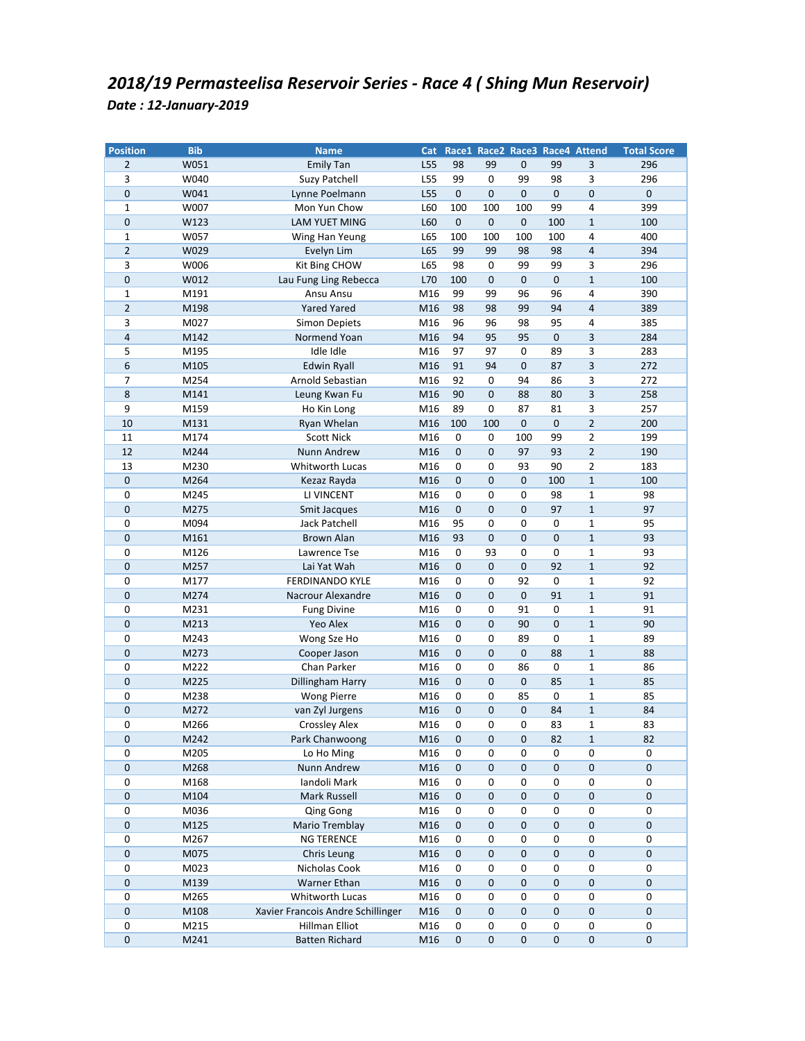# *2018/19 Permasteelisa Reservoir Series - Race 4 ( Shing Mun Reservoir)*

***Date : 12-January-2019***

| Position | Bib | Name | Cat | Race1 | Race2 | Race3 | Race4 | Attend | Total Score |
|---|---|---|---|---|---|---|---|---|---|
| 2 | W051 | Emily Tan | L55 | 98 | 99 | 0 | 99 | 3 | 296 |
| 3 | W040 | Suzy Patchell | L55 | 99 | 0 | 99 | 98 | 3 | 296 |
| 0 | W041 | Lynne Poelmann | L55 | 0 | 0 | 0 | 0 | 0 | 0 |
| 1 | W007 | Mon Yun Chow | L60 | 100 | 100 | 100 | 99 | 4 | 399 |
| 0 | W123 | LAM YUET MING | L60 | 0 | 0 | 0 | 100 | 1 | 100 |
| 1 | W057 | Wing Han Yeung | L65 | 100 | 100 | 100 | 100 | 4 | 400 |
| 2 | W029 | Evelyn Lim | L65 | 99 | 99 | 98 | 98 | 4 | 394 |
| 3 | W006 | Kit Bing CHOW | L65 | 98 | 0 | 99 | 99 | 3 | 296 |
| 0 | W012 | Lau Fung Ling Rebecca | L70 | 100 | 0 | 0 | 0 | 1 | 100 |
| 1 | M191 | Ansu Ansu | M16 | 99 | 99 | 96 | 96 | 4 | 390 |
| 2 | M198 | Yared Yared | M16 | 98 | 98 | 99 | 94 | 4 | 389 |
| 3 | M027 | Simon Depiets | M16 | 96 | 96 | 98 | 95 | 4 | 385 |
| 4 | M142 | Normend Yoan | M16 | 94 | 95 | 95 | 0 | 3 | 284 |
| 5 | M195 | Idle Idle | M16 | 97 | 97 | 0 | 89 | 3 | 283 |
| 6 | M105 | Edwin Ryall | M16 | 91 | 94 | 0 | 87 | 3 | 272 |
| 7 | M254 | Arnold Sebastian | M16 | 92 | 0 | 94 | 86 | 3 | 272 |
| 8 | M141 | Leung Kwan Fu | M16 | 90 | 0 | 88 | 80 | 3 | 258 |
| 9 | M159 | Ho Kin Long | M16 | 89 | 0 | 87 | 81 | 3 | 257 |
| 10 | M131 | Ryan Whelan | M16 | 100 | 100 | 0 | 0 | 2 | 200 |
| 11 | M174 | Scott Nick | M16 | 0 | 0 | 100 | 99 | 2 | 199 |
| 12 | M244 | Nunn Andrew | M16 | 0 | 0 | 97 | 93 | 2 | 190 |
| 13 | M230 | Whitworth Lucas | M16 | 0 | 0 | 93 | 90 | 2 | 183 |
| 0 | M264 | Kezaz Rayda | M16 | 0 | 0 | 0 | 100 | 1 | 100 |
| 0 | M245 | LI VINCENT | M16 | 0 | 0 | 0 | 98 | 1 | 98 |
| 0 | M275 | Smit Jacques | M16 | 0 | 0 | 0 | 97 | 1 | 97 |
| 0 | M094 | Jack Patchell | M16 | 95 | 0 | 0 | 0 | 1 | 95 |
| 0 | M161 | Brown Alan | M16 | 93 | 0 | 0 | 0 | 1 | 93 |
| 0 | M126 | Lawrence Tse | M16 | 0 | 93 | 0 | 0 | 1 | 93 |
| 0 | M257 | Lai Yat Wah | M16 | 0 | 0 | 0 | 92 | 1 | 92 |
| 0 | M177 | FERDINANDO KYLE | M16 | 0 | 0 | 92 | 0 | 1 | 92 |
| 0 | M274 | Nacrour Alexandre | M16 | 0 | 0 | 0 | 91 | 1 | 91 |
| 0 | M231 | Fung Divine | M16 | 0 | 0 | 91 | 0 | 1 | 91 |
| 0 | M213 | Yeo Alex | M16 | 0 | 0 | 90 | 0 | 1 | 90 |
| 0 | M243 | Wong Sze Ho | M16 | 0 | 0 | 89 | 0 | 1 | 89 |
| 0 | M273 | Cooper Jason | M16 | 0 | 0 | 0 | 88 | 1 | 88 |
| 0 | M222 | Chan Parker | M16 | 0 | 0 | 86 | 0 | 1 | 86 |
| 0 | M225 | Dillingham Harry | M16 | 0 | 0 | 0 | 85 | 1 | 85 |
| 0 | M238 | Wong Pierre | M16 | 0 | 0 | 85 | 0 | 1 | 85 |
| 0 | M272 | van Zyl Jurgens | M16 | 0 | 0 | 0 | 84 | 1 | 84 |
| 0 | M266 | Crossley Alex | M16 | 0 | 0 | 0 | 83 | 1 | 83 |
| 0 | M242 | Park Chanwoong | M16 | 0 | 0 | 0 | 82 | 1 | 82 |
| 0 | M205 | Lo Ho Ming | M16 | 0 | 0 | 0 | 0 | 0 | 0 |
| 0 | M268 | Nunn Andrew | M16 | 0 | 0 | 0 | 0 | 0 | 0 |
| 0 | M168 | Iandoli Mark | M16 | 0 | 0 | 0 | 0 | 0 | 0 |
| 0 | M104 | Mark Russell | M16 | 0 | 0 | 0 | 0 | 0 | 0 |
| 0 | M036 | Qing Gong | M16 | 0 | 0 | 0 | 0 | 0 | 0 |
| 0 | M125 | Mario Tremblay | M16 | 0 | 0 | 0 | 0 | 0 | 0 |
| 0 | M267 | NG TERENCE | M16 | 0 | 0 | 0 | 0 | 0 | 0 |
| 0 | M075 | Chris Leung | M16 | 0 | 0 | 0 | 0 | 0 | 0 |
| 0 | M023 | Nicholas Cook | M16 | 0 | 0 | 0 | 0 | 0 | 0 |
| 0 | M139 | Warner Ethan | M16 | 0 | 0 | 0 | 0 | 0 | 0 |
| 0 | M265 | Whitworth Lucas | M16 | 0 | 0 | 0 | 0 | 0 | 0 |
| 0 | M108 | Xavier Francois Andre Schillinger | M16 | 0 | 0 | 0 | 0 | 0 | 0 |
| 0 | M215 | Hillman Elliot | M16 | 0 | 0 | 0 | 0 | 0 | 0 |
| 0 | M241 | Batten Richard | M16 | 0 | 0 | 0 | 0 | 0 | 0 |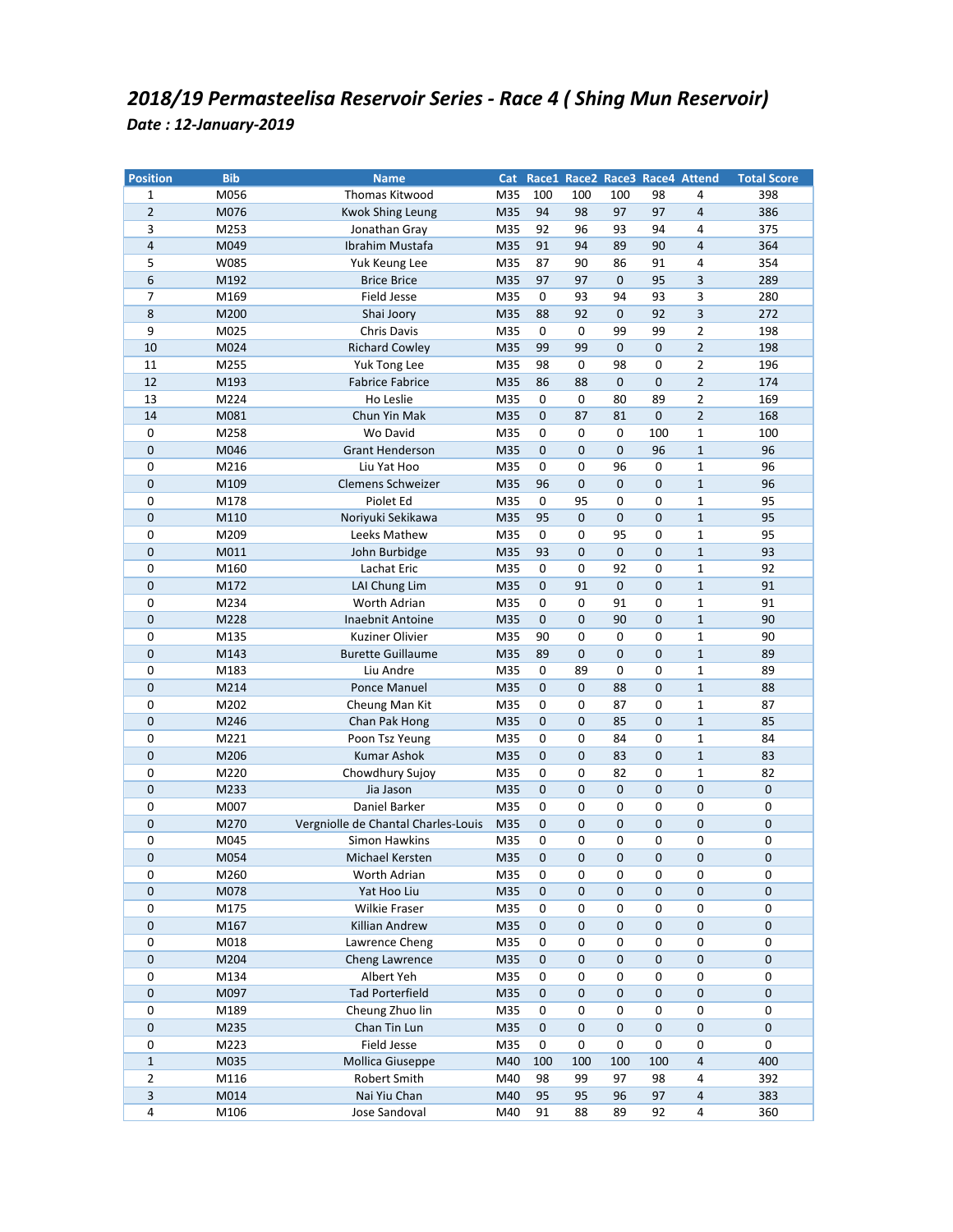## *2018/19 Permasteelisa Reservoir Series - Race 4 ( Shing Mun Reservoir)*

### *Date : 12-January-2019*

| Position | Bib | Name | Cat | Race1 | Race2 | Race3 | Race4 | Attend | Total Score |
|---|---|---|---|---|---|---|---|---|---|
| 1 | M056 | Thomas Kitwood | M35 | 100 | 100 | 100 | 98 | 4 | 398 |
| 2 | M076 | Kwok Shing Leung | M35 | 94 | 98 | 97 | 97 | 4 | 386 |
| 3 | M253 | Jonathan Gray | M35 | 92 | 96 | 93 | 94 | 4 | 375 |
| 4 | M049 | Ibrahim Mustafa | M35 | 91 | 94 | 89 | 90 | 4 | 364 |
| 5 | W085 | Yuk Keung Lee | M35 | 87 | 90 | 86 | 91 | 4 | 354 |
| 6 | M192 | Brice Brice | M35 | 97 | 97 | 0 | 95 | 3 | 289 |
| 7 | M169 | Field Jesse | M35 | 0 | 93 | 94 | 93 | 3 | 280 |
| 8 | M200 | Shai Joory | M35 | 88 | 92 | 0 | 92 | 3 | 272 |
| 9 | M025 | Chris Davis | M35 | 0 | 0 | 99 | 99 | 2 | 198 |
| 10 | M024 | Richard Cowley | M35 | 99 | 99 | 0 | 0 | 2 | 198 |
| 11 | M255 | Yuk Tong Lee | M35 | 98 | 0 | 98 | 0 | 2 | 196 |
| 12 | M193 | Fabrice Fabrice | M35 | 86 | 88 | 0 | 0 | 2 | 174 |
| 13 | M224 | Ho Leslie | M35 | 0 | 0 | 80 | 89 | 2 | 169 |
| 14 | M081 | Chun Yin Mak | M35 | 0 | 87 | 81 | 0 | 2 | 168 |
| 0 | M258 | Wo David | M35 | 0 | 0 | 0 | 100 | 1 | 100 |
| 0 | M046 | Grant Henderson | M35 | 0 | 0 | 0 | 96 | 1 | 96 |
| 0 | M216 | Liu Yat Hoo | M35 | 0 | 0 | 96 | 0 | 1 | 96 |
| 0 | M109 | Clemens Schweizer | M35 | 96 | 0 | 0 | 0 | 1 | 96 |
| 0 | M178 | Piolet Ed | M35 | 0 | 95 | 0 | 0 | 1 | 95 |
| 0 | M110 | Noriyuki Sekikawa | M35 | 95 | 0 | 0 | 0 | 1 | 95 |
| 0 | M209 | Leeks Mathew | M35 | 0 | 0 | 95 | 0 | 1 | 95 |
| 0 | M011 | John Burbidge | M35 | 93 | 0 | 0 | 0 | 1 | 93 |
| 0 | M160 | Lachat Eric | M35 | 0 | 0 | 92 | 0 | 1 | 92 |
| 0 | M172 | LAI Chung Lim | M35 | 0 | 91 | 0 | 0 | 1 | 91 |
| 0 | M234 | Worth Adrian | M35 | 0 | 0 | 91 | 0 | 1 | 91 |
| 0 | M228 | Inaebnit Antoine | M35 | 0 | 0 | 90 | 0 | 1 | 90 |
| 0 | M135 | Kuziner Olivier | M35 | 90 | 0 | 0 | 0 | 1 | 90 |
| 0 | M143 | Burette Guillaume | M35 | 89 | 0 | 0 | 0 | 1 | 89 |
| 0 | M183 | Liu Andre | M35 | 0 | 89 | 0 | 0 | 1 | 89 |
| 0 | M214 | Ponce Manuel | M35 | 0 | 0 | 88 | 0 | 1 | 88 |
| 0 | M202 | Cheung Man Kit | M35 | 0 | 0 | 87 | 0 | 1 | 87 |
| 0 | M246 | Chan Pak Hong | M35 | 0 | 0 | 85 | 0 | 1 | 85 |
| 0 | M221 | Poon Tsz Yeung | M35 | 0 | 0 | 84 | 0 | 1 | 84 |
| 0 | M206 | Kumar Ashok | M35 | 0 | 0 | 83 | 0 | 1 | 83 |
| 0 | M220 | Chowdhury Sujoy | M35 | 0 | 0 | 82 | 0 | 1 | 82 |
| 0 | M233 | Jia Jason | M35 | 0 | 0 | 0 | 0 | 0 | 0 |
| 0 | M007 | Daniel Barker | M35 | 0 | 0 | 0 | 0 | 0 | 0 |
| 0 | M270 | Vergniolle de Chantal Charles-Louis | M35 | 0 | 0 | 0 | 0 | 0 | 0 |
| 0 | M045 | Simon Hawkins | M35 | 0 | 0 | 0 | 0 | 0 | 0 |
| 0 | M054 | Michael Kersten | M35 | 0 | 0 | 0 | 0 | 0 | 0 |
| 0 | M260 | Worth Adrian | M35 | 0 | 0 | 0 | 0 | 0 | 0 |
| 0 | M078 | Yat Hoo Liu | M35 | 0 | 0 | 0 | 0 | 0 | 0 |
| 0 | M175 | Wilkie Fraser | M35 | 0 | 0 | 0 | 0 | 0 | 0 |
| 0 | M167 | Killian Andrew | M35 | 0 | 0 | 0 | 0 | 0 | 0 |
| 0 | M018 | Lawrence Cheng | M35 | 0 | 0 | 0 | 0 | 0 | 0 |
| 0 | M204 | Cheng Lawrence | M35 | 0 | 0 | 0 | 0 | 0 | 0 |
| 0 | M134 | Albert Yeh | M35 | 0 | 0 | 0 | 0 | 0 | 0 |
| 0 | M097 | Tad Porterfield | M35 | 0 | 0 | 0 | 0 | 0 | 0 |
| 0 | M189 | Cheung Zhuo lin | M35 | 0 | 0 | 0 | 0 | 0 | 0 |
| 0 | M235 | Chan Tin Lun | M35 | 0 | 0 | 0 | 0 | 0 | 0 |
| 0 | M223 | Field Jesse | M35 | 0 | 0 | 0 | 0 | 0 | 0 |
| 1 | M035 | Mollica Giuseppe | M40 | 100 | 100 | 100 | 100 | 4 | 400 |
| 2 | M116 | Robert Smith | M40 | 98 | 99 | 97 | 98 | 4 | 392 |
| 3 | M014 | Nai Yiu Chan | M40 | 95 | 95 | 96 | 97 | 4 | 383 |
| 4 | M106 | Jose Sandoval | M40 | 91 | 88 | 89 | 92 | 4 | 360 |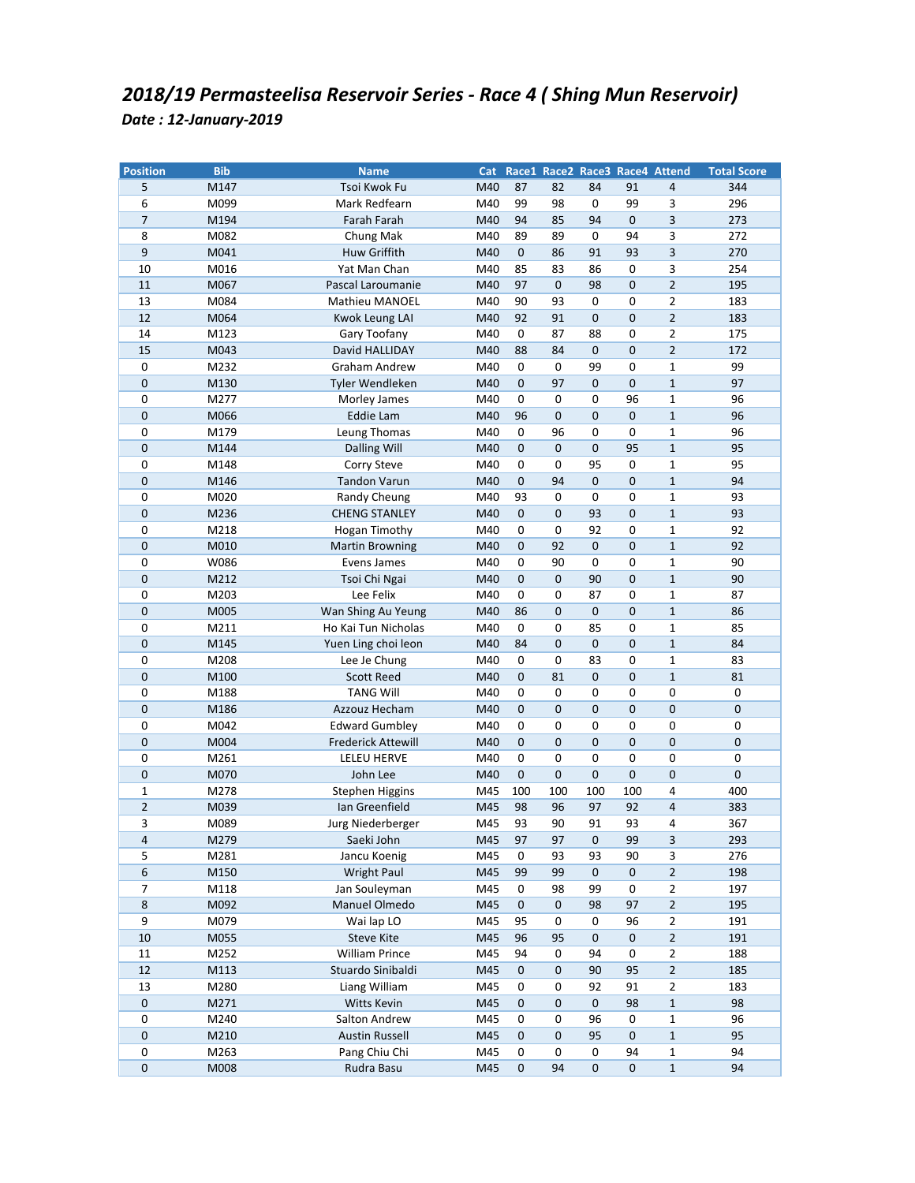## *2018/19 Permasteelisa Reservoir Series - Race 4 ( Shing Mun Reservoir)*

***Date : 12-January-2019***

| Position | Bib | Name | Cat | Race1 | Race2 | Race3 | Race4 | Attend | Total Score |
|---|---|---|---|---|---|---|---|---|---|
| 5 | M147 | Tsoi Kwok Fu | M40 | 87 | 82 | 84 | 91 | 4 | 344 |
| 6 | M099 | Mark Redfearn | M40 | 99 | 98 | 0 | 99 | 3 | 296 |
| 7 | M194 | Farah Farah | M40 | 94 | 85 | 94 | 0 | 3 | 273 |
| 8 | M082 | Chung Mak | M40 | 89 | 89 | 0 | 94 | 3 | 272 |
| 9 | M041 | Huw Griffith | M40 | 0 | 86 | 91 | 93 | 3 | 270 |
| 10 | M016 | Yat Man Chan | M40 | 85 | 83 | 86 | 0 | 3 | 254 |
| 11 | M067 | Pascal Laroumanie | M40 | 97 | 0 | 98 | 0 | 2 | 195 |
| 13 | M084 | Mathieu MANOEL | M40 | 90 | 93 | 0 | 0 | 2 | 183 |
| 12 | M064 | Kwok Leung LAI | M40 | 92 | 91 | 0 | 0 | 2 | 183 |
| 14 | M123 | Gary Toofany | M40 | 0 | 87 | 88 | 0 | 2 | 175 |
| 15 | M043 | David HALLIDAY | M40 | 88 | 84 | 0 | 0 | 2 | 172 |
| 0 | M232 | Graham Andrew | M40 | 0 | 0 | 99 | 0 | 1 | 99 |
| 0 | M130 | Tyler Wendleken | M40 | 0 | 97 | 0 | 0 | 1 | 97 |
| 0 | M277 | Morley James | M40 | 0 | 0 | 0 | 96 | 1 | 96 |
| 0 | M066 | Eddie Lam | M40 | 96 | 0 | 0 | 0 | 1 | 96 |
| 0 | M179 | Leung Thomas | M40 | 0 | 96 | 0 | 0 | 1 | 96 |
| 0 | M144 | Dalling Will | M40 | 0 | 0 | 0 | 95 | 1 | 95 |
| 0 | M148 | Corry Steve | M40 | 0 | 0 | 95 | 0 | 1 | 95 |
| 0 | M146 | Tandon Varun | M40 | 0 | 94 | 0 | 0 | 1 | 94 |
| 0 | M020 | Randy Cheung | M40 | 93 | 0 | 0 | 0 | 1 | 93 |
| 0 | M236 | CHENG STANLEY | M40 | 0 | 0 | 93 | 0 | 1 | 93 |
| 0 | M218 | Hogan Timothy | M40 | 0 | 0 | 92 | 0 | 1 | 92 |
| 0 | M010 | Martin Browning | M40 | 0 | 92 | 0 | 0 | 1 | 92 |
| 0 | W086 | Evens James | M40 | 0 | 90 | 0 | 0 | 1 | 90 |
| 0 | M212 | Tsoi Chi Ngai | M40 | 0 | 0 | 90 | 0 | 1 | 90 |
| 0 | M203 | Lee Felix | M40 | 0 | 0 | 87 | 0 | 1 | 87 |
| 0 | M005 | Wan Shing Au Yeung | M40 | 86 | 0 | 0 | 0 | 1 | 86 |
| 0 | M211 | Ho Kai Tun Nicholas | M40 | 0 | 0 | 85 | 0 | 1 | 85 |
| 0 | M145 | Yuen Ling choi leon | M40 | 84 | 0 | 0 | 0 | 1 | 84 |
| 0 | M208 | Lee Je Chung | M40 | 0 | 0 | 83 | 0 | 1 | 83 |
| 0 | M100 | Scott Reed | M40 | 0 | 81 | 0 | 0 | 1 | 81 |
| 0 | M188 | TANG Will | M40 | 0 | 0 | 0 | 0 | 0 | 0 |
| 0 | M186 | Azzouz Hecham | M40 | 0 | 0 | 0 | 0 | 0 | 0 |
| 0 | M042 | Edward Gumbley | M40 | 0 | 0 | 0 | 0 | 0 | 0 |
| 0 | M004 | Frederick Attewill | M40 | 0 | 0 | 0 | 0 | 0 | 0 |
| 0 | M261 | LELEU HERVE | M40 | 0 | 0 | 0 | 0 | 0 | 0 |
| 0 | M070 | John Lee | M40 | 0 | 0 | 0 | 0 | 0 | 0 |
| 1 | M278 | Stephen Higgins | M45 | 100 | 100 | 100 | 100 | 4 | 400 |
| 2 | M039 | Ian Greenfield | M45 | 98 | 96 | 97 | 92 | 4 | 383 |
| 3 | M089 | Jurg Niederberger | M45 | 93 | 90 | 91 | 93 | 4 | 367 |
| 4 | M279 | Saeki John | M45 | 97 | 97 | 0 | 99 | 3 | 293 |
| 5 | M281 | Jancu Koenig | M45 | 0 | 93 | 93 | 90 | 3 | 276 |
| 6 | M150 | Wright Paul | M45 | 99 | 99 | 0 | 0 | 2 | 198 |
| 7 | M118 | Jan Souleyman | M45 | 0 | 98 | 99 | 0 | 2 | 197 |
| 8 | M092 | Manuel Olmedo | M45 | 0 | 0 | 98 | 97 | 2 | 195 |
| 9 | M079 | Wai lap LO | M45 | 95 | 0 | 0 | 96 | 2 | 191 |
| 10 | M055 | Steve Kite | M45 | 96 | 95 | 0 | 0 | 2 | 191 |
| 11 | M252 | William Prince | M45 | 94 | 0 | 94 | 0 | 2 | 188 |
| 12 | M113 | Stuardo Sinibaldi | M45 | 0 | 0 | 90 | 95 | 2 | 185 |
| 13 | M280 | Liang William | M45 | 0 | 0 | 92 | 91 | 2 | 183 |
| 0 | M271 | Witts Kevin | M45 | 0 | 0 | 0 | 98 | 1 | 98 |
| 0 | M240 | Salton Andrew | M45 | 0 | 0 | 96 | 0 | 1 | 96 |
| 0 | M210 | Austin Russell | M45 | 0 | 0 | 95 | 0 | 1 | 95 |
| 0 | M263 | Pang Chiu Chi | M45 | 0 | 0 | 0 | 94 | 1 | 94 |
| 0 | M008 | Rudra Basu | M45 | 0 | 94 | 0 | 0 | 1 | 94 |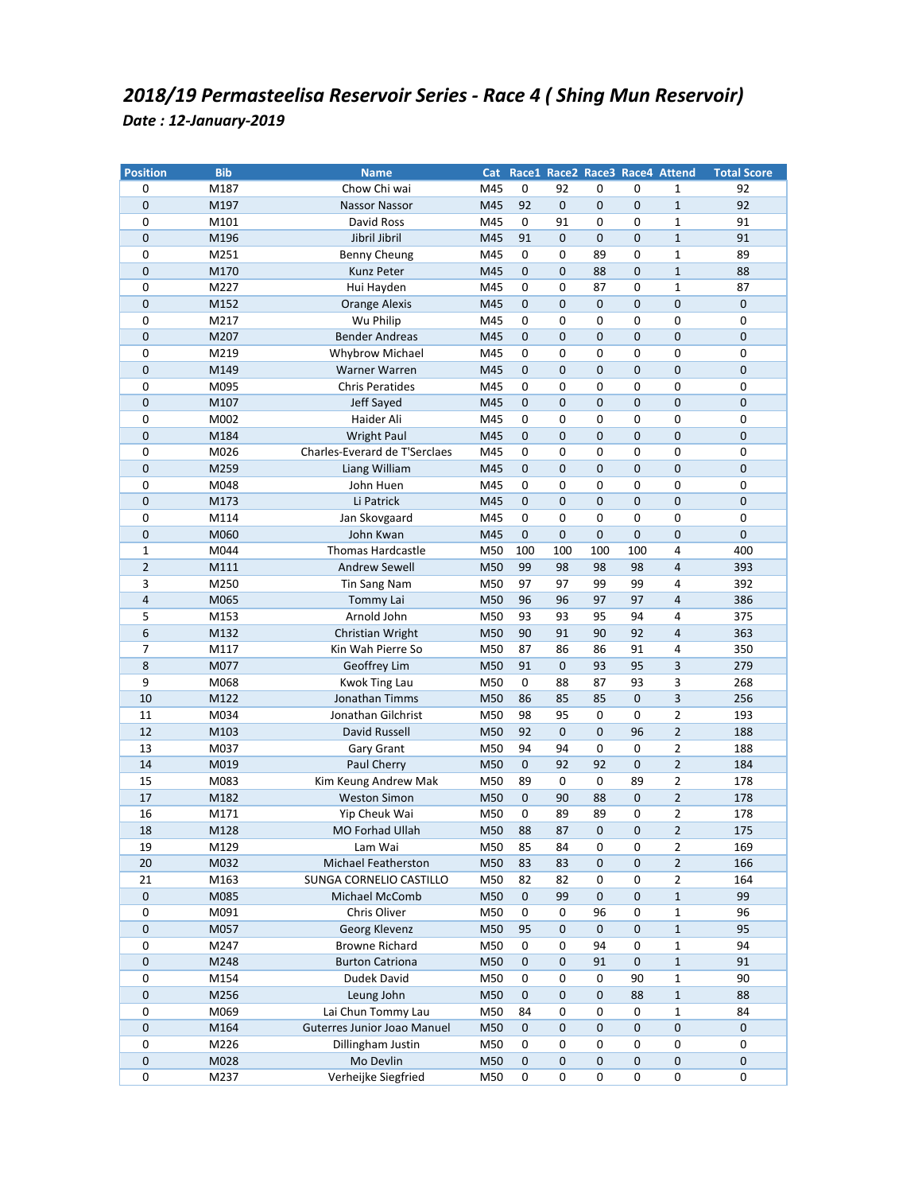# *2018/19 Permasteelisa Reservoir Series - Race 4 ( Shing Mun Reservoir)*

***Date : 12-January-2019***

| Position | Bib | Name | Cat | Race1 | Race2 | Race3 | Race4 | Attend | Total Score |
|---|---|---|---|---|---|---|---|---|---|
| 0 | M187 | Chow Chi wai | M45 | 0 | 92 | 0 | 0 | 1 | 92 |
| 0 | M197 | Nassor Nassor | M45 | 92 | 0 | 0 | 0 | 1 | 92 |
| 0 | M101 | David Ross | M45 | 0 | 91 | 0 | 0 | 1 | 91 |
| 0 | M196 | Jibril Jibril | M45 | 91 | 0 | 0 | 0 | 1 | 91 |
| 0 | M251 | Benny Cheung | M45 | 0 | 0 | 89 | 0 | 1 | 89 |
| 0 | M170 | Kunz Peter | M45 | 0 | 0 | 88 | 0 | 1 | 88 |
| 0 | M227 | Hui Hayden | M45 | 0 | 0 | 87 | 0 | 1 | 87 |
| 0 | M152 | Orange Alexis | M45 | 0 | 0 | 0 | 0 | 0 | 0 |
| 0 | M217 | Wu Philip | M45 | 0 | 0 | 0 | 0 | 0 | 0 |
| 0 | M207 | Bender Andreas | M45 | 0 | 0 | 0 | 0 | 0 | 0 |
| 0 | M219 | Whybrow Michael | M45 | 0 | 0 | 0 | 0 | 0 | 0 |
| 0 | M149 | Warner Warren | M45 | 0 | 0 | 0 | 0 | 0 | 0 |
| 0 | M095 | Chris Peratides | M45 | 0 | 0 | 0 | 0 | 0 | 0 |
| 0 | M107 | Jeff Sayed | M45 | 0 | 0 | 0 | 0 | 0 | 0 |
| 0 | M002 | Haider Ali | M45 | 0 | 0 | 0 | 0 | 0 | 0 |
| 0 | M184 | Wright Paul | M45 | 0 | 0 | 0 | 0 | 0 | 0 |
| 0 | M026 | Charles-Everard de T'Serclaes | M45 | 0 | 0 | 0 | 0 | 0 | 0 |
| 0 | M259 | Liang William | M45 | 0 | 0 | 0 | 0 | 0 | 0 |
| 0 | M048 | John Huen | M45 | 0 | 0 | 0 | 0 | 0 | 0 |
| 0 | M173 | Li Patrick | M45 | 0 | 0 | 0 | 0 | 0 | 0 |
| 0 | M114 | Jan Skovgaard | M45 | 0 | 0 | 0 | 0 | 0 | 0 |
| 0 | M060 | John Kwan | M45 | 0 | 0 | 0 | 0 | 0 | 0 |
| 1 | M044 | Thomas Hardcastle | M50 | 100 | 100 | 100 | 100 | 4 | 400 |
| 2 | M111 | Andrew Sewell | M50 | 99 | 98 | 98 | 98 | 4 | 393 |
| 3 | M250 | Tin Sang Nam | M50 | 97 | 97 | 99 | 99 | 4 | 392 |
| 4 | M065 | Tommy Lai | M50 | 96 | 96 | 97 | 97 | 4 | 386 |
| 5 | M153 | Arnold John | M50 | 93 | 93 | 95 | 94 | 4 | 375 |
| 6 | M132 | Christian Wright | M50 | 90 | 91 | 90 | 92 | 4 | 363 |
| 7 | M117 | Kin Wah Pierre So | M50 | 87 | 86 | 86 | 91 | 4 | 350 |
| 8 | M077 | Geoffrey Lim | M50 | 91 | 0 | 93 | 95 | 3 | 279 |
| 9 | M068 | Kwok Ting Lau | M50 | 0 | 88 | 87 | 93 | 3 | 268 |
| 10 | M122 | Jonathan Timms | M50 | 86 | 85 | 85 | 0 | 3 | 256 |
| 11 | M034 | Jonathan Gilchrist | M50 | 98 | 95 | 0 | 0 | 2 | 193 |
| 12 | M103 | David Russell | M50 | 92 | 0 | 0 | 96 | 2 | 188 |
| 13 | M037 | Gary Grant | M50 | 94 | 94 | 0 | 0 | 2 | 188 |
| 14 | M019 | Paul Cherry | M50 | 0 | 92 | 92 | 0 | 2 | 184 |
| 15 | M083 | Kim Keung Andrew Mak | M50 | 89 | 0 | 0 | 89 | 2 | 178 |
| 17 | M182 | Weston Simon | M50 | 0 | 90 | 88 | 0 | 2 | 178 |
| 16 | M171 | Yip Cheuk Wai | M50 | 0 | 89 | 89 | 0 | 2 | 178 |
| 18 | M128 | MO Forhad Ullah | M50 | 88 | 87 | 0 | 0 | 2 | 175 |
| 19 | M129 | Lam Wai | M50 | 85 | 84 | 0 | 0 | 2 | 169 |
| 20 | M032 | Michael Featherston | M50 | 83 | 83 | 0 | 0 | 2 | 166 |
| 21 | M163 | SUNGA CORNELIO CASTILLO | M50 | 82 | 82 | 0 | 0 | 2 | 164 |
| 0 | M085 | Michael McComb | M50 | 0 | 99 | 0 | 0 | 1 | 99 |
| 0 | M091 | Chris Oliver | M50 | 0 | 0 | 96 | 0 | 1 | 96 |
| 0 | M057 | Georg Klevenz | M50 | 95 | 0 | 0 | 0 | 1 | 95 |
| 0 | M247 | Browne Richard | M50 | 0 | 0 | 94 | 0 | 1 | 94 |
| 0 | M248 | Burton Catriona | M50 | 0 | 0 | 91 | 0 | 1 | 91 |
| 0 | M154 | Dudek David | M50 | 0 | 0 | 0 | 90 | 1 | 90 |
| 0 | M256 | Leung John | M50 | 0 | 0 | 0 | 88 | 1 | 88 |
| 0 | M069 | Lai Chun Tommy Lau | M50 | 84 | 0 | 0 | 0 | 1 | 84 |
| 0 | M164 | Guterres Junior Joao Manuel | M50 | 0 | 0 | 0 | 0 | 0 | 0 |
| 0 | M226 | Dillingham Justin | M50 | 0 | 0 | 0 | 0 | 0 | 0 |
| 0 | M028 | Mo Devlin | M50 | 0 | 0 | 0 | 0 | 0 | 0 |
| 0 | M237 | Verheijke Siegfried | M50 | 0 | 0 | 0 | 0 | 0 | 0 |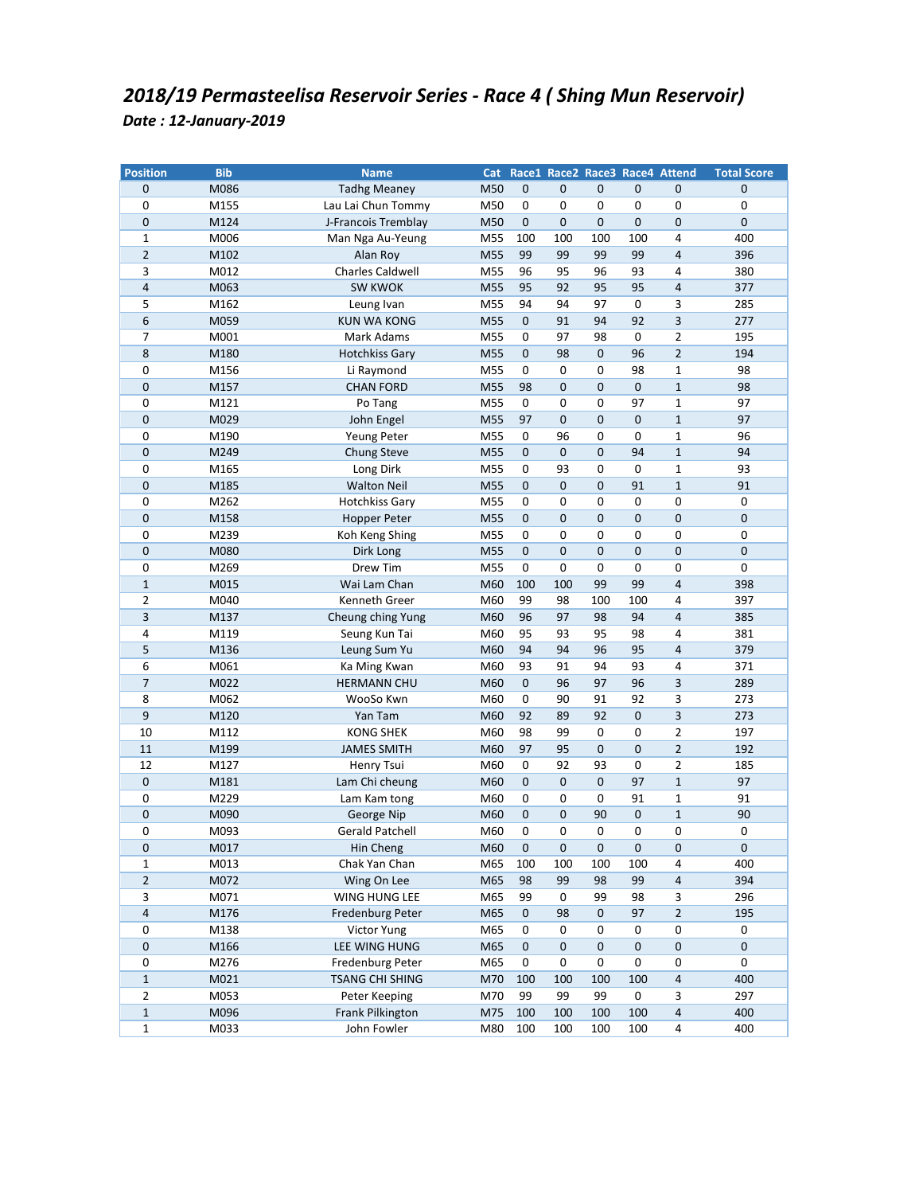# *2018/19 Permasteelisa Reservoir Series - Race 4 ( Shing Mun Reservoir)*

***Date : 12-January-2019***

| Position | Bib | Name | Cat | Race1 | Race2 | Race3 | Race4 | Attend | Total Score |
|---|---|---|---|---|---|---|---|---|---|
| 0 | M086 | Tadhg Meaney | M50 | 0 | 0 | 0 | 0 | 0 | 0 |
| 0 | M155 | Lau Lai Chun Tommy | M50 | 0 | 0 | 0 | 0 | 0 | 0 |
| 0 | M124 | J-Francois Tremblay | M50 | 0 | 0 | 0 | 0 | 0 | 0 |
| 1 | M006 | Man Nga Au-Yeung | M55 | 100 | 100 | 100 | 100 | 4 | 400 |
| 2 | M102 | Alan Roy | M55 | 99 | 99 | 99 | 99 | 4 | 396 |
| 3 | M012 | Charles Caldwell | M55 | 96 | 95 | 96 | 93 | 4 | 380 |
| 4 | M063 | SW KWOK | M55 | 95 | 92 | 95 | 95 | 4 | 377 |
| 5 | M162 | Leung Ivan | M55 | 94 | 94 | 97 | 0 | 3 | 285 |
| 6 | M059 | KUN WA KONG | M55 | 0 | 91 | 94 | 92 | 3 | 277 |
| 7 | M001 | Mark Adams | M55 | 0 | 97 | 98 | 0 | 2 | 195 |
| 8 | M180 | Hotchkiss Gary | M55 | 0 | 98 | 0 | 96 | 2 | 194 |
| 0 | M156 | Li Raymond | M55 | 0 | 0 | 0 | 98 | 1 | 98 |
| 0 | M157 | CHAN FORD | M55 | 98 | 0 | 0 | 0 | 1 | 98 |
| 0 | M121 | Po Tang | M55 | 0 | 0 | 0 | 97 | 1 | 97 |
| 0 | M029 | John Engel | M55 | 97 | 0 | 0 | 0 | 1 | 97 |
| 0 | M190 | Yeung Peter | M55 | 0 | 96 | 0 | 0 | 1 | 96 |
| 0 | M249 | Chung Steve | M55 | 0 | 0 | 0 | 94 | 1 | 94 |
| 0 | M165 | Long Dirk | M55 | 0 | 93 | 0 | 0 | 1 | 93 |
| 0 | M185 | Walton Neil | M55 | 0 | 0 | 0 | 91 | 1 | 91 |
| 0 | M262 | Hotchkiss Gary | M55 | 0 | 0 | 0 | 0 | 0 | 0 |
| 0 | M158 | Hopper Peter | M55 | 0 | 0 | 0 | 0 | 0 | 0 |
| 0 | M239 | Koh Keng Shing | M55 | 0 | 0 | 0 | 0 | 0 | 0 |
| 0 | M080 | Dirk Long | M55 | 0 | 0 | 0 | 0 | 0 | 0 |
| 0 | M269 | Drew Tim | M55 | 0 | 0 | 0 | 0 | 0 | 0 |
| 1 | M015 | Wai Lam Chan | M60 | 100 | 100 | 99 | 99 | 4 | 398 |
| 2 | M040 | Kenneth Greer | M60 | 99 | 98 | 100 | 100 | 4 | 397 |
| 3 | M137 | Cheung ching Yung | M60 | 96 | 97 | 98 | 94 | 4 | 385 |
| 4 | M119 | Seung Kun Tai | M60 | 95 | 93 | 95 | 98 | 4 | 381 |
| 5 | M136 | Leung Sum Yu | M60 | 94 | 94 | 96 | 95 | 4 | 379 |
| 6 | M061 | Ka Ming Kwan | M60 | 93 | 91 | 94 | 93 | 4 | 371 |
| 7 | M022 | HERMANN CHU | M60 | 0 | 96 | 97 | 96 | 3 | 289 |
| 8 | M062 | WooSo Kwn | M60 | 0 | 90 | 91 | 92 | 3 | 273 |
| 9 | M120 | Yan Tam | M60 | 92 | 89 | 92 | 0 | 3 | 273 |
| 10 | M112 | KONG SHEK | M60 | 98 | 99 | 0 | 0 | 2 | 197 |
| 11 | M199 | JAMES SMITH | M60 | 97 | 95 | 0 | 0 | 2 | 192 |
| 12 | M127 | Henry Tsui | M60 | 0 | 92 | 93 | 0 | 2 | 185 |
| 0 | M181 | Lam Chi cheung | M60 | 0 | 0 | 0 | 97 | 1 | 97 |
| 0 | M229 | Lam Kam tong | M60 | 0 | 0 | 0 | 91 | 1 | 91 |
| 0 | M090 | George Nip | M60 | 0 | 0 | 90 | 0 | 1 | 90 |
| 0 | M093 | Gerald Patchell | M60 | 0 | 0 | 0 | 0 | 0 | 0 |
| 0 | M017 | Hin Cheng | M60 | 0 | 0 | 0 | 0 | 0 | 0 |
| 1 | M013 | Chak Yan Chan | M65 | 100 | 100 | 100 | 100 | 4 | 400 |
| 2 | M072 | Wing On Lee | M65 | 98 | 99 | 98 | 99 | 4 | 394 |
| 3 | M071 | WING HUNG LEE | M65 | 99 | 0 | 99 | 98 | 3 | 296 |
| 4 | M176 | Fredenburg Peter | M65 | 0 | 98 | 0 | 97 | 2 | 195 |
| 0 | M138 | Victor Yung | M65 | 0 | 0 | 0 | 0 | 0 | 0 |
| 0 | M166 | LEE WING HUNG | M65 | 0 | 0 | 0 | 0 | 0 | 0 |
| 0 | M276 | Fredenburg Peter | M65 | 0 | 0 | 0 | 0 | 0 | 0 |
| 1 | M021 | TSANG CHI SHING | M70 | 100 | 100 | 100 | 100 | 4 | 400 |
| 2 | M053 | Peter Keeping | M70 | 99 | 99 | 99 | 0 | 3 | 297 |
| 1 | M096 | Frank Pilkington | M75 | 100 | 100 | 100 | 100 | 4 | 400 |
| 1 | M033 | John Fowler | M80 | 100 | 100 | 100 | 100 | 4 | 400 |